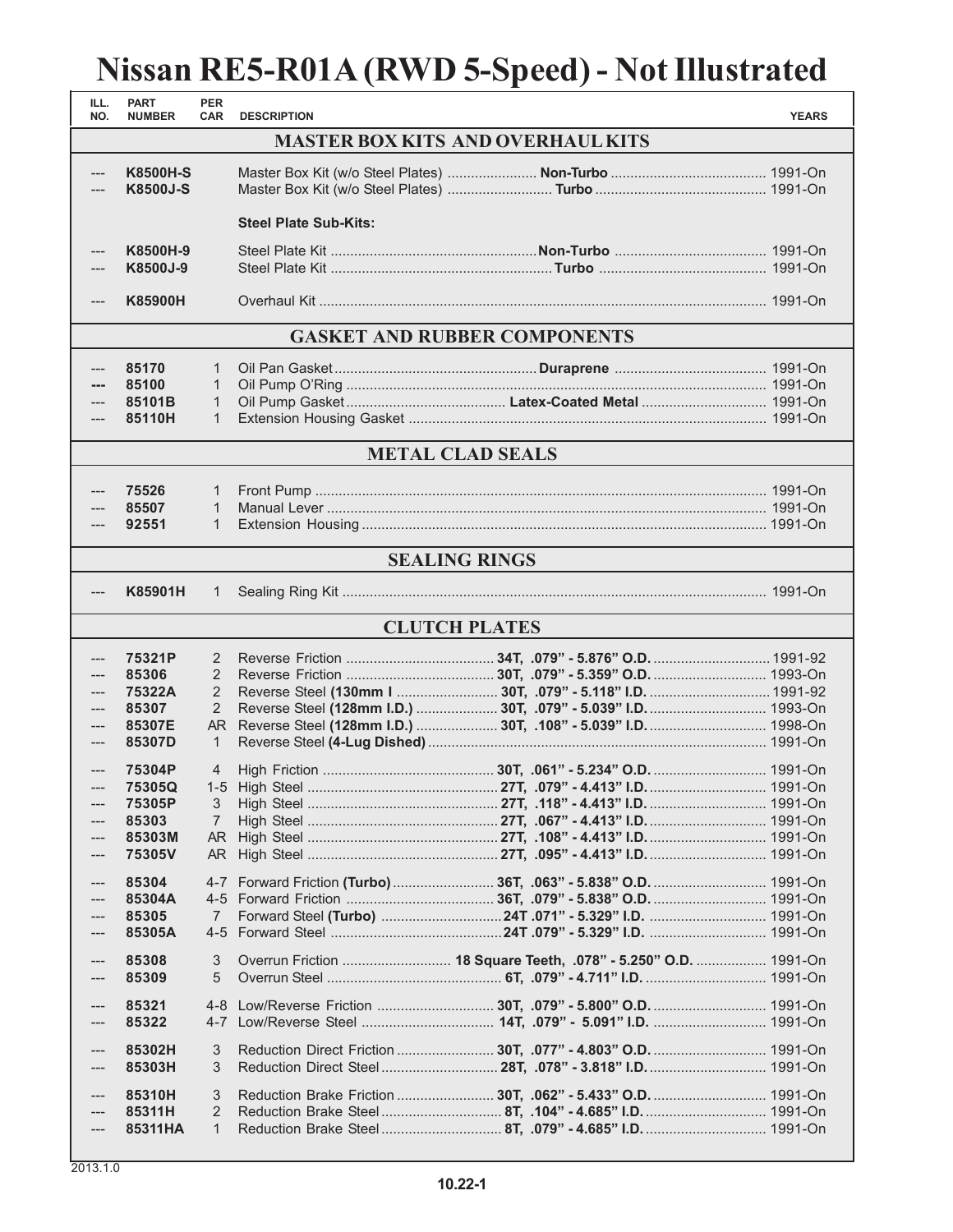# Nissan RE5-R01A (RWD 5-Speed) - Not Illustrated

| ILL. NO. | PART NUMBER | PER CAR | DESCRIPTION | | YEARS |
|---|---|---|---|---|---|
| | | | **MASTER BOX KITS AND OVERHAUL KITS** | | |
| --- | **K8500H-S** | | Master Box Kit (w/o Steel Plates) | **Non-Turbo** | 1991-On |
| --- | **K8500J-S** | | Master Box Kit (w/o Steel Plates) | **Turbo** | 1991-On |
| | | | **Steel Plate Sub-Kits:** | | |
| --- | **K8500H-9** | | Steel Plate Kit | **Non-Turbo** | 1991-On |
| --- | **K8500J-9** | | Steel Plate Kit | **Turbo** | 1991-On |
| --- | **K85900H** | | Overhaul Kit | | 1991-On |
| | | | **GASKET AND RUBBER COMPONENTS** | | |
| --- | **85170** | 1 | Oil Pan Gasket | **Duraprene** | 1991-On |
| --- | **85100** | 1 | Oil Pump O'Ring | | 1991-On |
| --- | **85101B** | 1 | Oil Pump Gasket | **Latex-Coated Metal** | 1991-On |
| --- | **85110H** | 1 | Extension Housing Gasket | | 1991-On |
| | | | **METAL CLAD SEALS** | | |
| --- | **75526** | 1 | Front Pump | | 1991-On |
| --- | **85507** | 1 | Manual Lever | | 1991-On |
| --- | **92551** | 1 | Extension Housing | | 1991-On |
| | | | **SEALING RINGS** | | |
| --- | **K85901H** | 1 | Sealing Ring Kit | | 1991-On |
| | | | **CLUTCH PLATES** | | |
| --- | **75321P** | 2 | Reverse Friction | **34T, .079" - 5.876" O.D.** | 1991-92 |
| --- | **85306** | 2 | Reverse Friction | **30T, .079" - 5.359" O.D.** | 1993-On |
| --- | **75322A** | 2 | Reverse Steel **(130mm I** | **30T, .079" - 5.118" I.D.** | 1991-92 |
| --- | **85307** | 2 | Reverse Steel **(128mm I.D.)** | **30T, .079" - 5.039" I.D.** | 1993-On |
| --- | **85307E** | AR | Reverse Steel **(128mm I.D.)** | **30T, .108" - 5.039" I.D.** | 1998-On |
| --- | **85307D** | 1 | Reverse Steel **(4-Lug Dished)** | | 1991-On |
| --- | **75304P** | 4 | High Friction | **30T, .061" - 5.234" O.D.** | 1991-On |
| --- | **75305Q** | 1-5 | High Steel | **27T, .079" - 4.413" I.D.** | 1991-On |
| --- | **75305P** | 3 | High Steel | **27T, .118" - 4.413" I.D.** | 1991-On |
| --- | **85303** | 7 | High Steel | **27T, .067" - 4.413" I.D.** | 1991-On |
| --- | **85303M** | AR | High Steel | **27T, .108" - 4.413" I.D.** | 1991-On |
| --- | **75305V** | AR | High Steel | **27T, .095" - 4.413" I.D.** | 1991-On |
| --- | **85304** | 4-7 | Forward Friction **(Turbo)** | **36T, .063" - 5.838" O.D.** | 1991-On |
| --- | **85304A** | 4-5 | Forward Friction | **36T, .079" - 5.838" O.D.** | 1991-On |
| --- | **85305** | 7 | Forward Steel **(Turbo)** | **24T .071" - 5.329" I.D.** | 1991-On |
| --- | **85305A** | 4-5 | Forward Steel | **24T .079" - 5.329" I.D.** | 1991-On |
| --- | **85308** | 3 | Overrun Friction | **18 Square Teeth, .078" - 5.250" O.D.** | 1991-On |
| --- | **85309** | 5 | Overrun Steel | **6T, .079" - 4.711" I.D.** | 1991-On |
| --- | **85321** | 4-8 | Low/Reverse Friction | **30T, .079" - 5.800" O.D.** | 1991-On |
| --- | **85322** | 4-7 | Low/Reverse Steel | **14T, .079" - 5.091" I.D.** | 1991-On |
| --- | **85302H** | 3 | Reduction Direct Friction | **30T, .077" - 4.803" O.D.** | 1991-On |
| --- | **85303H** | 3 | Reduction Direct Steel | **28T, .078" - 3.818" I.D.** | 1991-On |
| --- | **85310H** | 3 | Reduction Brake Friction | **30T, .062" - 5.433" O.D.** | 1991-On |
| --- | **85311H** | 2 | Reduction Brake Steel | **8T, .104" - 4.685" I.D.** | 1991-On |
| --- | **85311HA** | 1 | Reduction Brake Steel | **8T, .079" - 4.685" I.D.** | 1991-On |

2013.1.0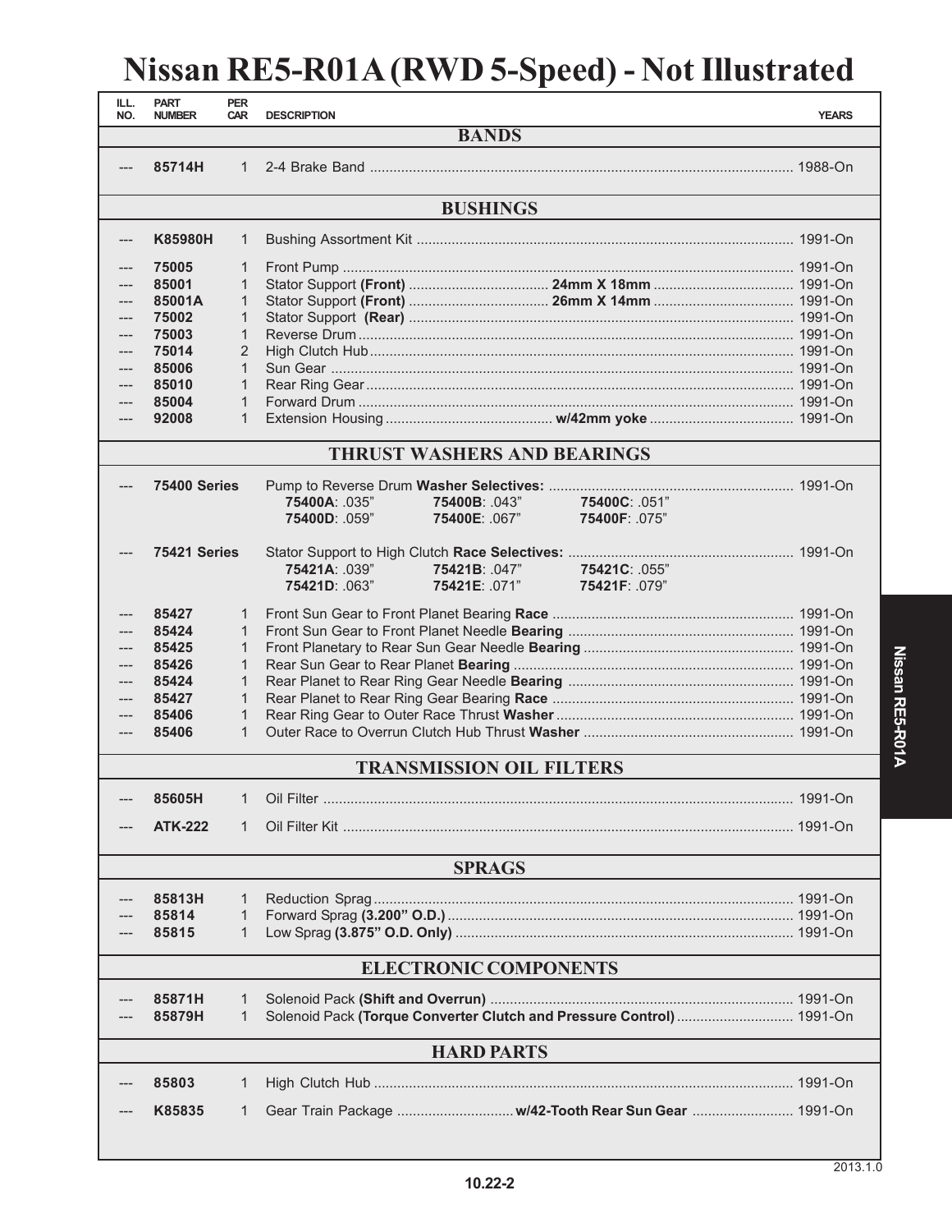# Nissan RE5-R01A (RWD 5-Speed) - Not Illustrated

| ILL. NO. | PART NUMBER | PER CAR | DESCRIPTION | YEARS |
|---|---|---|---|---|
| | | | **BANDS** | |
| --- | **85714H** | 1 | 2-4 Brake Band | 1988-On |
| | | | **BUSHINGS** | |
| --- | **K85980H** | 1 | Bushing Assortment Kit | 1991-On |
| --- | **75005** | 1 | Front Pump | 1991-On |
| --- | **85001** | 1 | Stator Support **(Front)** **24mm X 18mm** | 1991-On |
| --- | **85001A** | 1 | Stator Support **(Front)** **26mm X 14mm** | 1991-On |
| --- | **75002** | 1 | Stator Support **(Rear)** | 1991-On |
| --- | **75003** | 1 | Reverse Drum | 1991-On |
| --- | **75014** | 2 | High Clutch Hub | 1991-On |
| --- | **85006** | 1 | Sun Gear | 1991-On |
| --- | **85010** | 1 | Rear Ring Gear | 1991-On |
| --- | **85004** | 1 | Forward Drum | 1991-On |
| --- | **92008** | 1 | Extension Housing **w/42mm yoke** | 1991-On |
| | | | **THRUST WASHERS AND BEARINGS** | |
| --- | **75400 Series** | | Pump to Reverse Drum **Washer Selectives:** **75400A**: .035" **75400B**: .043" **75400C**: .051" **75400D**: .059" **75400E**: .067" **75400F**: .075" | 1991-On |
| --- | **75421 Series** | | Stator Support to High Clutch **Race Selectives:** **75421A**: .039" **75421B**: .047" **75421C**: .055" **75421D**: .063" **75421E**: .071" **75421F**: .079" | 1991-On |
| --- | **85427** | 1 | Front Sun Gear to Front Planet Bearing **Race** | 1991-On |
| --- | **85424** | 1 | Front Sun Gear to Front Planet Needle **Bearing** | 1991-On |
| --- | **85425** | 1 | Front Planetary to Rear Sun Gear Needle **Bearing** | 1991-On |
| --- | **85426** | 1 | Rear Sun Gear to Rear Planet **Bearing** | 1991-On |
| --- | **85424** | 1 | Rear Planet to Rear Ring Gear Needle **Bearing** | 1991-On |
| --- | **85427** | 1 | Rear Planet to Rear Ring Gear Bearing **Race** | 1991-On |
| --- | **85406** | 1 | Rear Ring Gear to Outer Race Thrust **Washer** | 1991-On |
| --- | **85406** | 1 | Outer Race to Overrun Clutch Hub Thrust **Washer** | 1991-On |
| | | | **TRANSMISSION OIL FILTERS** | |
| --- | **85605H** | 1 | Oil Filter | 1991-On |
| --- | **ATK-222** | 1 | Oil Filter Kit | 1991-On |
| | | | **SPRAGS** | |
| --- | **85813H** | 1 | Reduction Sprag | 1991-On |
| --- | **85814** | 1 | Forward Sprag **(3.200" O.D.)** | 1991-On |
| --- | **85815** | 1 | Low Sprag **(3.875" O.D. Only)** | 1991-On |
| | | | **ELECTRONIC COMPONENTS** | |
| --- | **85871H** | 1 | Solenoid Pack **(Shift and Overrun)** | 1991-On |
| --- | **85879H** | 1 | Solenoid Pack **(Torque Converter Clutch and Pressure Control)** | 1991-On |
| | | | **HARD PARTS** | |
| --- | **85803** | 1 | High Clutch Hub | 1991-On |
| --- | **K85835** | 1 | Gear Train Package **w/42-Tooth Rear Sun Gear** | 1991-On |

2013.1.0